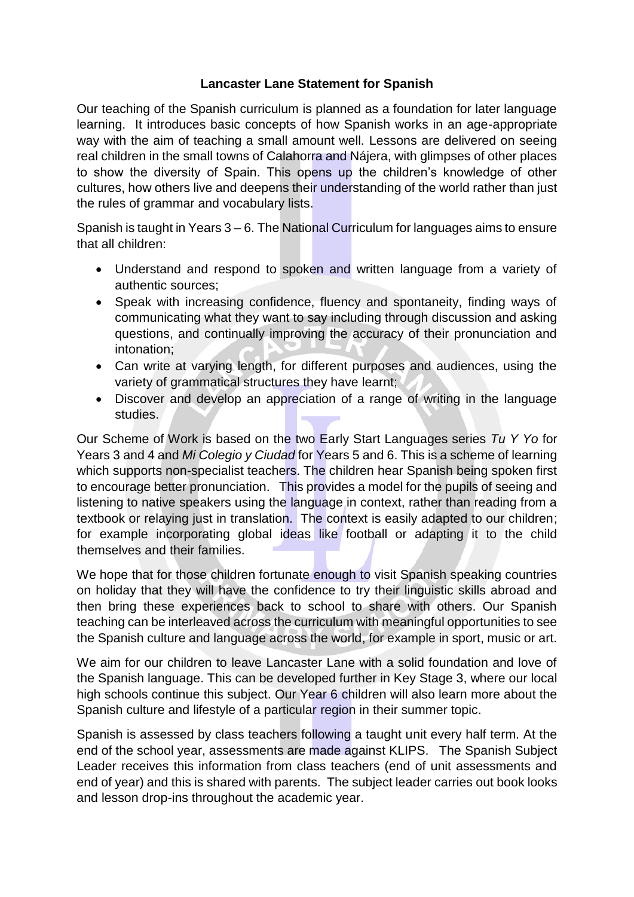**Lancaster Lane Statement for Spanish**

Our teaching of the Spanish curriculum is planned as a foundation for later language learning. It introduces basic concepts of how Spanish works in an age-appropriate way with the aim of teaching a small amount well. Lessons are delivered on seeing real children in the small towns of Calahorra and Nájera, with glimpses of other places to show the diversity of Spain. This opens up the children's knowledge of other cultures, how others live and deepens their understanding of the world rather than just the rules of grammar and vocabulary lists.

Spanish is taught in Years 3 – 6. The National Curriculum for languages aims to ensure that all children:

- Understand and respond to spoken and written language from a variety of authentic sources;
- Speak with increasing confidence, fluency and spontaneity, finding ways of communicating what they want to say including through discussion and asking questions, and continually improving the accuracy of their pronunciation and intonation;
- Can write at varying length, for different purposes and audiences, using the variety of grammatical structures they have learnt;
- Discover and develop an appreciation of a range of writing in the language studies.

Our Scheme of Work is based on the two Early Start Languages series *Tu Y Yo* for Years 3 and 4 and *Mi Colegio y Ciudad* for Years 5 and 6. This is a scheme of learning which supports non-specialist teachers. The children hear Spanish being spoken first to encourage better pronunciation. This provides a model for the pupils of seeing and listening to native speakers using the language in context, rather than reading from a textbook or relaying just in translation. The context is easily adapted to our children; for example incorporating global ideas like football or adapting it to the child themselves and their families.

We hope that for those children fortunate enough to visit Spanish speaking countries on holiday that they will have the confidence to try their linguistic skills abroad and then bring these experiences back to school to share with others. Our Spanish teaching can be interleaved across the curriculum with meaningful opportunities to see the Spanish culture and language across the world, for example in sport, music or art.

We aim for our children to leave Lancaster Lane with a solid foundation and love of the Spanish language. This can be developed further in Key Stage 3, where our local high schools continue this subject. Our Year 6 children will also learn more about the Spanish culture and lifestyle of a particular region in their summer topic.

Spanish is assessed by class teachers following a taught unit every half term. At the end of the school year, assessments are made against KLIPS. The Spanish Subject Leader receives this information from class teachers (end of unit assessments and end of year) and this is shared with parents. The subject leader carries out book looks and lesson drop-ins throughout the academic year.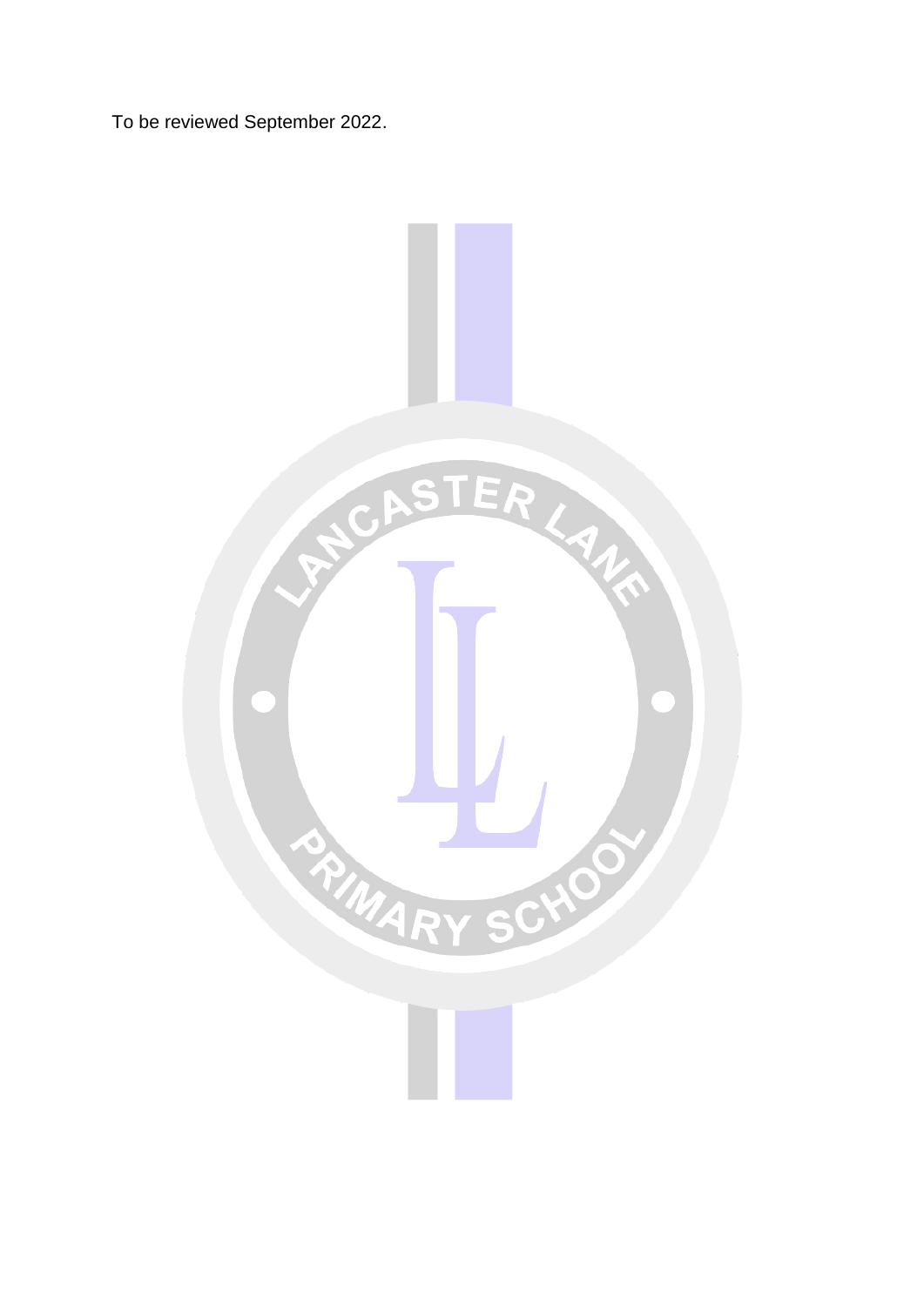To be reviewed September 2022.